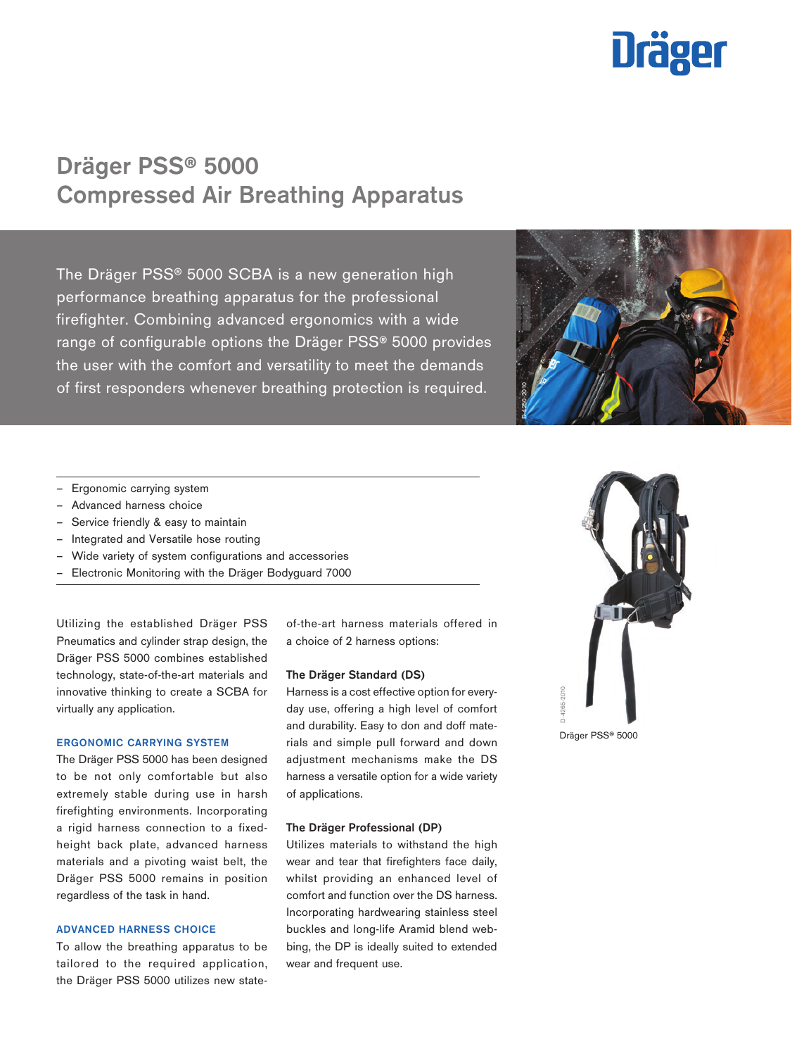# Dräger PSS® 5000 Compressed Air Breathing Apparatus

The Dräger PSS® 5000 SCBA is a new generation high performance breathing apparatus for the professional firefighter. Combining advanced ergonomics with a wide range of configurable options the Dräger PSS® 5000 provides the user with the comfort and versatility to meet the demands of first responders whenever breathing protection is required.

- Ergonomic carrying system
- Advanced harness choice
- Service friendly & easy to maintain
- Integrated and Versatile hose routing
- Wide variety of system configurations and accessories
- Electronic Monitoring with the Dräger Bodyguard 7000

Utilizing the established Dräger PSS Pneumatics and cylinder strap design, the Dräger PSS 5000 combines established technology, state-of-the-art materials and innovative thinking to create a SCBA for virtually any application.

## ERGONOMIC CARRYING SYSTEM

The Dräger PSS 5000 has been designed to be not only comfortable but also extremely stable during use in harsh firefighting environments. Incorporating a rigid harness connection to a fixed-height back plate, advanced harness materials and a pivoting waist belt, the Dräger PSS 5000 remains in position regardless of the task in hand.

## ADVANCED HARNESS CHOICE

To allow the breathing apparatus to be tailored to the required application, the Dräger PSS 5000 utilizes new state-of-the-art harness materials offered in a choice of 2 harness options:

### The Dräger Standard (DS)

Harness is a cost effective option for every-day use, offering a high level of comfort and durability. Easy to don and doff materials and simple pull forward and down adjustment mechanisms make the DS harness a versatile option for a wide variety of applications.

### The Dräger Professional (DP)

Utilizes materials to withstand the high wear and tear that firefighters face daily, whilst providing an enhanced level of comfort and function over the DS harness. Incorporating hardwearing stainless steel buckles and long-life Aramid blend webbing, the DP is ideally suited to extended wear and frequent use.

D-4265-2010

Dräger PSS® 5000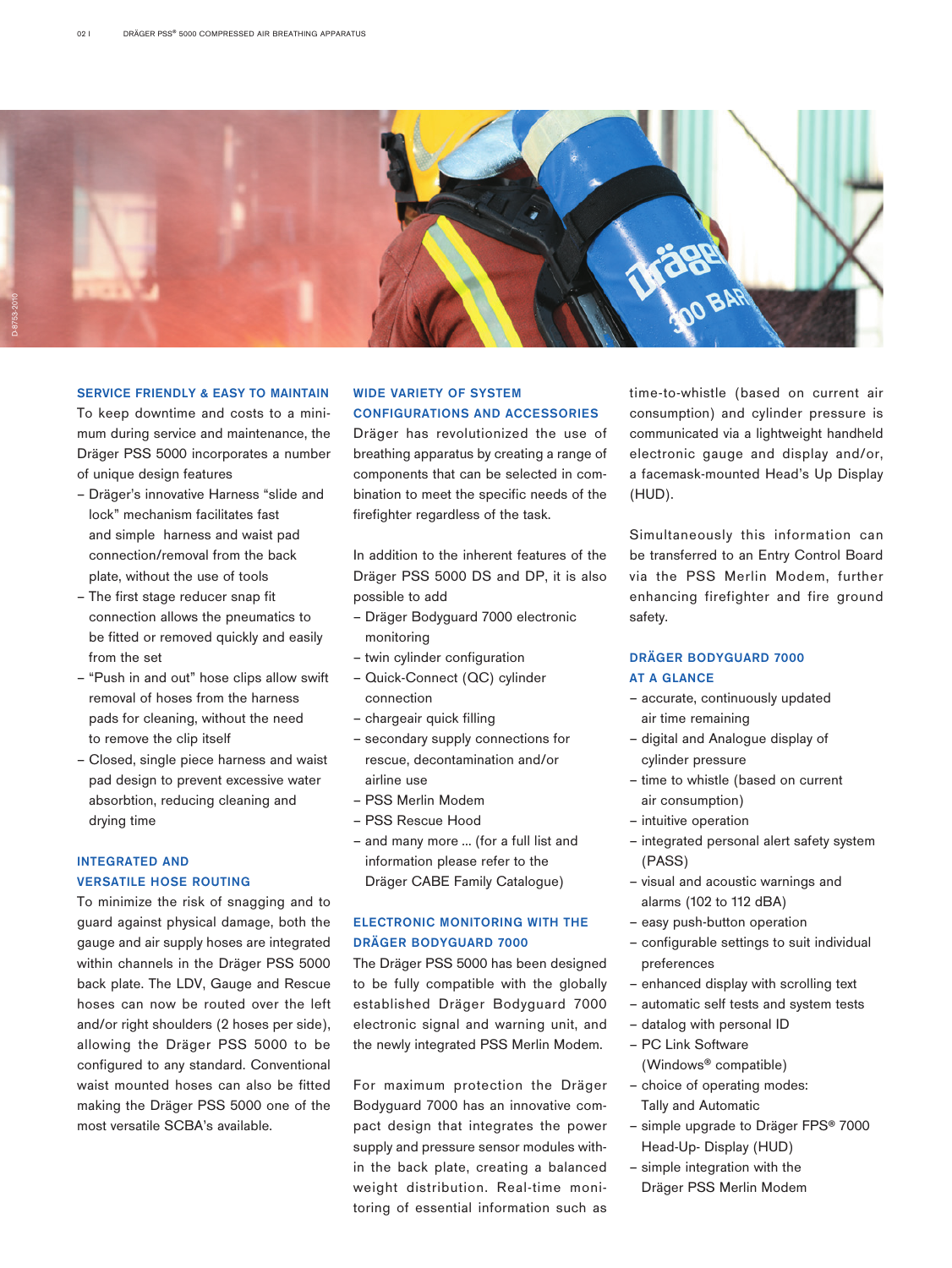## SERVICE FRIENDLY & EASY TO MAINTAIN

To keep downtime and costs to a minimum during service and maintenance, the Dräger PSS 5000 incorporates a number of unique design features

- Dräger's innovative Harness "slide and lock" mechanism facilitates fast and simple harness and waist pad connection/removal from the back plate, without the use of tools
- The first stage reducer snap fit connection allows the pneumatics to be fitted or removed quickly and easily from the set
- "Push in and out" hose clips allow swift removal of hoses from the harness pads for cleaning, without the need to remove the clip itself
- Closed, single piece harness and waist pad design to prevent excessive water absorbtion, reducing cleaning and drying time

## INTEGRATED AND VERSATILE HOSE ROUTING

To minimize the risk of snagging and to guard against physical damage, both the gauge and air supply hoses are integrated within channels in the Dräger PSS 5000 back plate. The LDV, Gauge and Rescue hoses can now be routed over the left and/or right shoulders (2 hoses per side), allowing the Dräger PSS 5000 to be configured to any standard. Conventional waist mounted hoses can also be fitted making the Dräger PSS 5000 one of the most versatile SCBA's available.

## WIDE VARIETY OF SYSTEM CONFIGURATIONS AND ACCESSORIES

Dräger has revolutionized the use of breathing apparatus by creating a range of components that can be selected in combination to meet the specific needs of the firefighter regardless of the task.

In addition to the inherent features of the Dräger PSS 5000 DS and DP, it is also possible to add

- Dräger Bodyguard 7000 electronic monitoring
- twin cylinder configuration
- Quick-Connect (QC) cylinder connection
- chargeair quick filling
- secondary supply connections for rescue, decontamination and/or airline use
- PSS Merlin Modem
- PSS Rescue Hood
- and many more ... (for a full list and information please refer to the Dräger CABE Family Catalogue)

## ELECTRONIC MONITORING WITH THE DRÄGER BODYGUARD 7000

The Dräger PSS 5000 has been designed to be fully compatible with the globally established Dräger Bodyguard 7000 electronic signal and warning unit, and the newly integrated PSS Merlin Modem.

For maximum protection the Dräger Bodyguard 7000 has an innovative compact design that integrates the power supply and pressure sensor modules within the back plate, creating a balanced weight distribution. Real-time monitoring of essential information such as time-to-whistle (based on current air consumption) and cylinder pressure is communicated via a lightweight handheld electronic gauge and display and/or, a facemask-mounted Head's Up Display (HUD).

Simultaneously this information can be transferred to an Entry Control Board via the PSS Merlin Modem, further enhancing firefighter and fire ground safety.

## DRÄGER BODYGUARD 7000 AT A GLANCE

- accurate, continuously updated air time remaining
- digital and Analogue display of cylinder pressure
- time to whistle (based on current air consumption)
- intuitive operation
- integrated personal alert safety system (PASS)
- visual and acoustic warnings and alarms (102 to 112 dBA)
- easy push-button operation
- configurable settings to suit individual preferences
- enhanced display with scrolling text
- automatic self tests and system tests
- datalog with personal ID
- PC Link Software (Windows® compatible)
- choice of operating modes: Tally and Automatic
- simple upgrade to Dräger FPS® 7000 Head-Up- Display (HUD)
- simple integration with the Dräger PSS Merlin Modem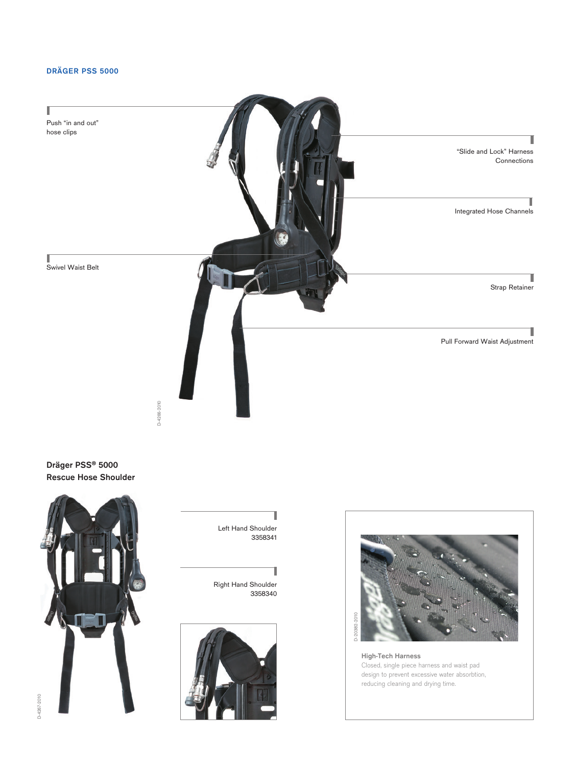## DRÄGER PSS 5000

Push “in and out” hose clips

“Slide and Lock” Harness Connections

Integrated Hose Channels

Swivel Waist Belt

Strap Retainer

Pull Forward Waist Adjustment

D-4266-2010

### Dräger PSS® 5000
### Rescue Hose Shoulder

D-4267-2010

Left Hand Shoulder
3358341

Right Hand Shoulder
3358340

D-20382-2010

**High-Tech Harness**
Closed, single piece harness and waist pad design to prevent excessive water absorbtion, reducing cleaning and drying time.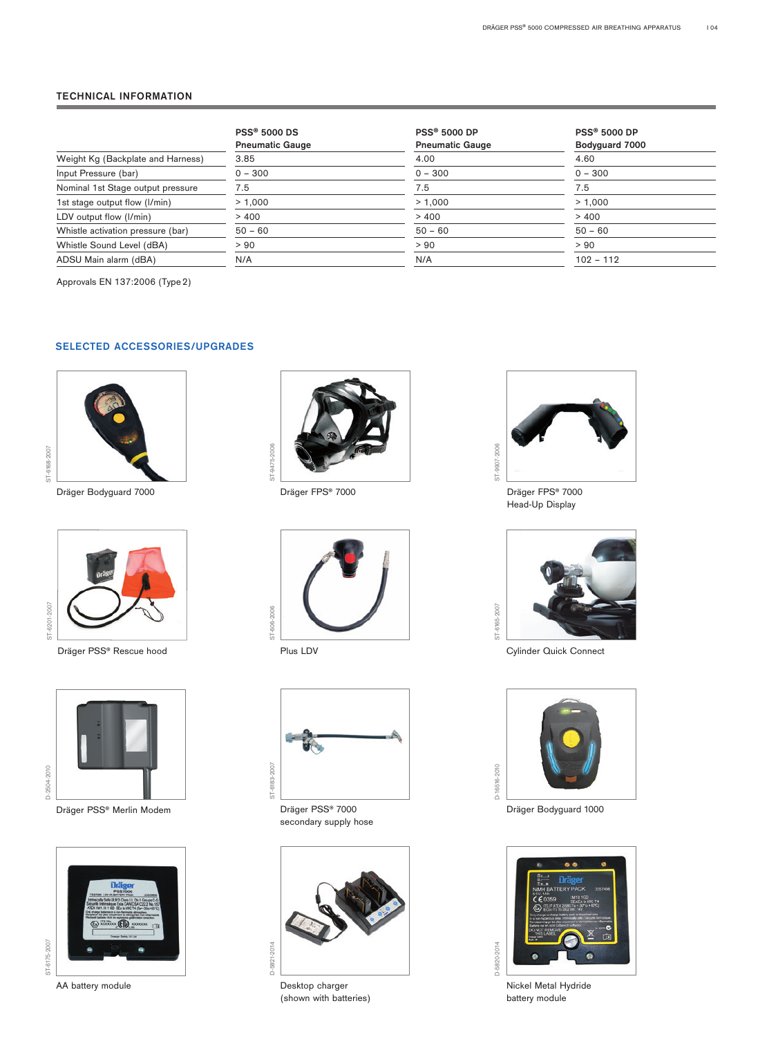## TECHNICAL INFORMATION

| | PSS® 5000 DS Pneumatic Gauge | PSS® 5000 DP Pneumatic Gauge | PSS® 5000 DP Bodyguard 7000 |
|---|---|---|---|
| Weight Kg (Backplate and Harness) | 3.85 | 4.00 | 4.60 |
| Input Pressure (bar) | 0 – 300 | 0 – 300 | 0 – 300 |
| Nominal 1st Stage output pressure | 7.5 | 7.5 | 7.5 |
| 1st stage output flow (l/min) | > 1,000 | > 1,000 | > 1,000 |
| LDV output flow (l/min) | > 400 | > 400 | > 400 |
| Whistle activation pressure (bar) | 50 – 60 | 50 – 60 | 50 – 60 |
| Whistle Sound Level (dBA) | > 90 | > 90 | > 90 |
| ADSU Main alarm (dBA) | N/A | N/A | 102 – 112 |

Approvals EN 137:2006 (Type 2)

## SELECTED ACCESSORIES/UPGRADES

ST-6168-2007
Dräger Bodyguard 7000

ST-9475-2006
Dräger FPS® 7000

ST-9907-2006
Dräger FPS® 7000
Head-Up Display

ST-6201-2007
Dräger PSS® Rescue hood

ST-606-2006
Plus LDV

ST-6165-2007
Cylinder Quick Connect

D-2504-2010
Dräger PSS® Merlin Modem

ST-6183-2007
Dräger PSS® 7000
secondary supply hose

D-16516-2010
Dräger Bodyguard 1000

ST-6175-2007
AA battery module

D-5821-2014
Desktop charger
(shown with batteries)

D-5820-2014
Nickel Metal Hydride
battery module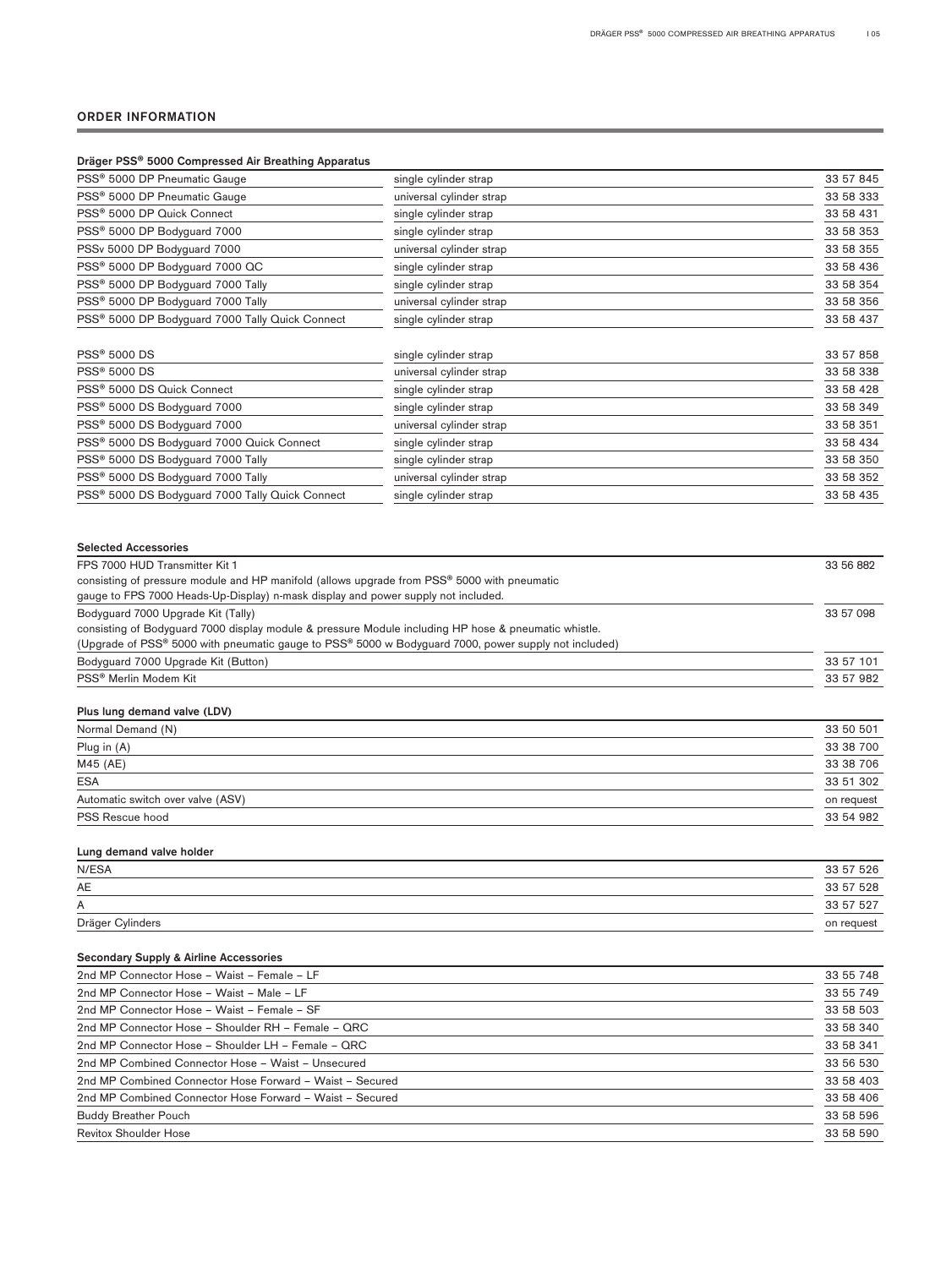## ORDER INFORMATION

### Dräger PSS® 5000 Compressed Air Breathing Apparatus

| | | |
|---|---|---|
| PSS® 5000 DP Pneumatic Gauge | single cylinder strap | 33 57 845 |
| PSS® 5000 DP Pneumatic Gauge | universal cylinder strap | 33 58 333 |
| PSS® 5000 DP Quick Connect | single cylinder strap | 33 58 431 |
| PSS® 5000 DP Bodyguard 7000 | single cylinder strap | 33 58 353 |
| PSSv 5000 DP Bodyguard 7000 | universal cylinder strap | 33 58 355 |
| PSS® 5000 DP Bodyguard 7000 QC | single cylinder strap | 33 58 436 |
| PSS® 5000 DP Bodyguard 7000 Tally | single cylinder strap | 33 58 354 |
| PSS® 5000 DP Bodyguard 7000 Tally | universal cylinder strap | 33 58 356 |
| PSS® 5000 DP Bodyguard 7000 Tally Quick Connect | single cylinder strap | 33 58 437 |
| PSS® 5000 DS | single cylinder strap | 33 57 858 |
| PSS® 5000 DS | universal cylinder strap | 33 58 338 |
| PSS® 5000 DS Quick Connect | single cylinder strap | 33 58 428 |
| PSS® 5000 DS Bodyguard 7000 | single cylinder strap | 33 58 349 |
| PSS® 5000 DS Bodyguard 7000 | universal cylinder strap | 33 58 351 |
| PSS® 5000 DS Bodyguard 7000 Quick Connect | single cylinder strap | 33 58 434 |
| PSS® 5000 DS Bodyguard 7000 Tally | single cylinder strap | 33 58 350 |
| PSS® 5000 DS Bodyguard 7000 Tally | universal cylinder strap | 33 58 352 |
| PSS® 5000 DS Bodyguard 7000 Tally Quick Connect | single cylinder strap | 33 58 435 |

### Selected Accessories

| | |
|---|---|
| FPS 7000 HUD Transmitter Kit 1<br>consisting of pressure module and HP manifold (allows upgrade from PSS® 5000 with pneumatic gauge to FPS 7000 Heads-Up-Display) n-mask display and power supply not included. | 33 56 882 |
| Bodyguard 7000 Upgrade Kit (Tally)<br>consisting of Bodyguard 7000 display module & pressure Module including HP hose & pneumatic whistle.<br>(Upgrade of PSS® 5000 with pneumatic gauge to PSS® 5000 w Bodyguard 7000, power supply not included) | 33 57 098 |
| Bodyguard 7000 Upgrade Kit (Button) | 33 57 101 |
| PSS® Merlin Modem Kit | 33 57 982 |

### Plus lung demand valve (LDV)

| | |
|---|---|
| Normal Demand (N) | 33 50 501 |
| Plug in (A) | 33 38 700 |
| M45 (AE) | 33 38 706 |
| ESA | 33 51 302 |
| Automatic switch over valve (ASV) | on request |
| PSS Rescue hood | 33 54 982 |

### Lung demand valve holder

| | |
|---|---|
| N/ESA | 33 57 526 |
| AE | 33 57 528 |
| A | 33 57 527 |
| Dräger Cylinders | on request |

### Secondary Supply & Airline Accessories

| | |
|---|---|
| 2nd MP Connector Hose – Waist – Female – LF | 33 55 748 |
| 2nd MP Connector Hose – Waist – Male – LF | 33 55 749 |
| 2nd MP Connector Hose – Waist – Female – SF | 33 58 503 |
| 2nd MP Connector Hose – Shoulder RH – Female – QRC | 33 58 340 |
| 2nd MP Connector Hose – Shoulder LH – Female – QRC | 33 58 341 |
| 2nd MP Combined Connector Hose – Waist – Unsecured | 33 56 530 |
| 2nd MP Combined Connector Hose Forward – Waist – Secured | 33 58 403 |
| 2nd MP Combined Connector Hose Forward – Waist – Secured | 33 58 406 |
| Buddy Breather Pouch | 33 58 596 |
| Revitox Shoulder Hose | 33 58 590 |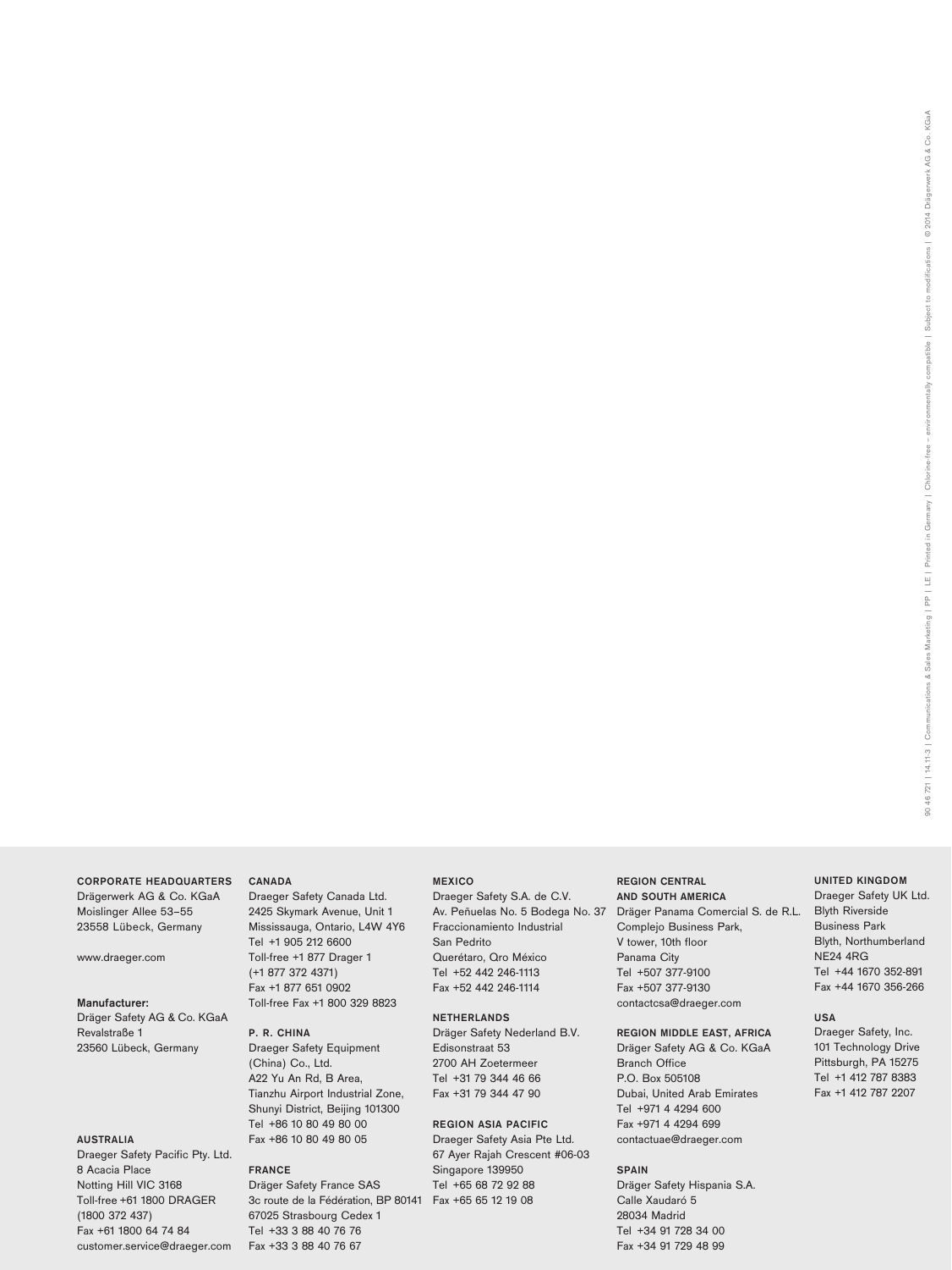**CORPORATE HEADQUARTERS**
Drägerwerk AG & Co. KGaA
Moislinger Allee 53–55
23558 Lübeck, Germany

www.draeger.com

**Manufacturer:**
Dräger Safety AG & Co. KGaA
Revalstraße 1
23560 Lübeck, Germany

**AUSTRALIA**
Draeger Safety Pacific Pty. Ltd.
8 Acacia Place
Notting Hill VIC 3168
Toll-free +61 1800 DRAGER
(1800 372 437)
Fax +61 1800 64 74 84
customer.service@draeger.com

**CANADA**
Draeger Safety Canada Ltd.
2425 Skymark Avenue, Unit 1
Mississauga, Ontario, L4W 4Y6
Tel +1 905 212 6600
Toll-free +1 877 Drager 1
(+1 877 372 4371)
Fax +1 877 651 0902
Toll-free Fax +1 800 329 8823

**P. R. CHINA**
Draeger Safety Equipment
(China) Co., Ltd.
A22 Yu An Rd, B Area,
Tianzhu Airport Industrial Zone,
Shunyi District, Beijing 101300
Tel +86 10 80 49 80 00
Fax +86 10 80 49 80 05

**FRANCE**
Dräger Safety France SAS
3c route de la Fédération, BP 80141
67025 Strasbourg Cedex 1
Tel +33 3 88 40 76 76
Fax +33 3 88 40 76 67

**MEXICO**
Draeger Safety S.A. de C.V.
Av. Peñuelas No. 5 Bodega No. 37
Fraccionamiento Industrial
San Pedrito
Querétaro, Qro México
Tel +52 442 246-1113
Fax +52 442 246-1114

**NETHERLANDS**
Dräger Safety Nederland B.V.
Edisonstraat 53
2700 AH Zoetermeer
Tel +31 79 344 46 66
Fax +31 79 344 47 90

**REGION ASIA PACIFIC**
Draeger Safety Asia Pte Ltd.
67 Ayer Rajah Crescent #06-03
Singapore 139950
Tel +65 68 72 92 88
Fax +65 65 12 19 08

**REGION CENTRAL AND SOUTH AMERICA**
Dräger Panama Comercial S. de R.L.
Complejo Business Park,
V tower, 10th floor
Panama City
Tel +507 377-9100
Fax +507 377-9130
contactcsa@draeger.com

**REGION MIDDLE EAST, AFRICA**
Dräger Safety AG & Co. KGaA
Branch Office
P.O. Box 505108
Dubai, United Arab Emirates
Tel +971 4 4294 600
Fax +971 4 4294 699
contactuae@draeger.com

**SPAIN**
Dräger Safety Hispania S.A.
Calle Xaudaró 5
28034 Madrid
Tel +34 91 728 34 00
Fax +34 91 729 48 99

**UNITED KINGDOM**
Draeger Safety UK Ltd.
Blyth Riverside
Business Park
Blyth, Northumberland
NE24 4RG
Tel +44 1670 352-891
Fax +44 1670 356-266

**USA**
Draeger Safety, Inc.
101 Technology Drive
Pittsburgh, PA 15275
Tel +1 412 787 8383
Fax +1 412 787 2207

90 46 721 | 14.11-3 | Communications & Sales Marketing | PP | LE | Printed in Germany | Chlorine-free – environmentally compatible | Subject to modifications | © 2014 Drägerwerk AG & Co. KGaA